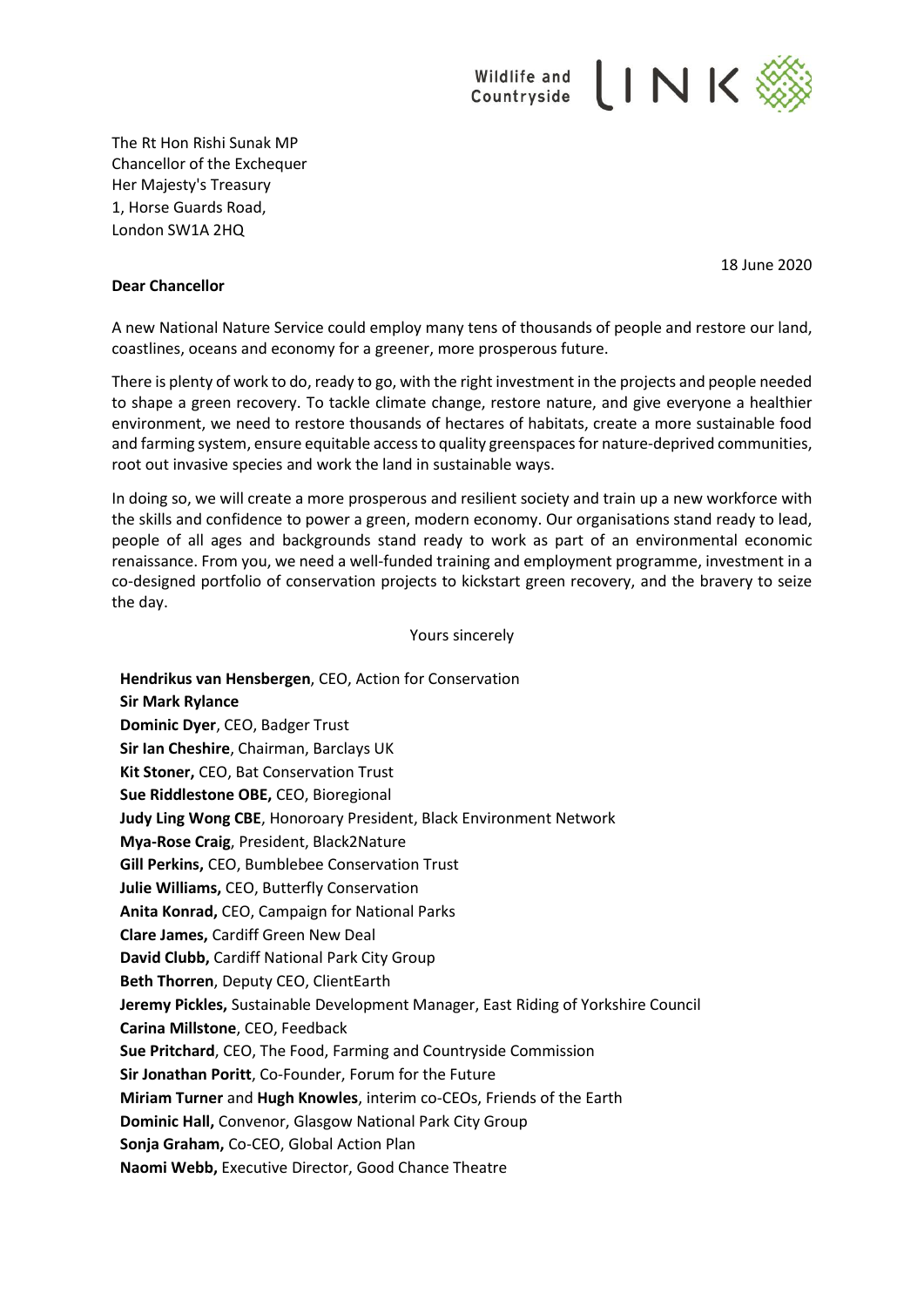Wildlife and Countryside LINK

The Rt Hon Rishi Sunak MP
Chancellor of the Exchequer
Her Majesty's Treasury
1, Horse Guards Road,
London SW1A 2HQ

18 June 2020

**Dear Chancellor**

A new National Nature Service could employ many tens of thousands of people and restore our land, coastlines, oceans and economy for a greener, more prosperous future.

There is plenty of work to do, ready to go, with the right investment in the projects and people needed to shape a green recovery. To tackle climate change, restore nature, and give everyone a healthier environment, we need to restore thousands of hectares of habitats, create a more sustainable food and farming system, ensure equitable access to quality greenspaces for nature-deprived communities, root out invasive species and work the land in sustainable ways.

In doing so, we will create a more prosperous and resilient society and train up a new workforce with the skills and confidence to power a green, modern economy. Our organisations stand ready to lead, people of all ages and backgrounds stand ready to work as part of an environmental economic renaissance. From you, we need a well-funded training and employment programme, investment in a co-designed portfolio of conservation projects to kickstart green recovery, and the bravery to seize the day.

Yours sincerely

**Hendrikus van Hensbergen**, CEO, Action for Conservation
**Sir Mark Rylance**
**Dominic Dyer**, CEO, Badger Trust
**Sir Ian Cheshire**, Chairman, Barclays UK
**Kit Stoner,** CEO, Bat Conservation Trust
**Sue Riddlestone OBE,** CEO, Bioregional
**Judy Ling Wong CBE**, Honoroary President, Black Environment Network
**Mya-Rose Craig**, President, Black2Nature
**Gill Perkins,** CEO, Bumblebee Conservation Trust
**Julie Williams,** CEO, Butterfly Conservation
**Anita Konrad,** CEO, Campaign for National Parks
**Clare James,** Cardiff Green New Deal
**David Clubb,** Cardiff National Park City Group
**Beth Thorren**, Deputy CEO, ClientEarth
**Jeremy Pickles,** Sustainable Development Manager, East Riding of Yorkshire Council
**Carina Millstone**, CEO, Feedback
**Sue Pritchard**, CEO, The Food, Farming and Countryside Commission
**Sir Jonathan Poritt**, Co-Founder, Forum for the Future
**Miriam Turner** and **Hugh Knowles**, interim co-CEOs, Friends of the Earth
**Dominic Hall,** Convenor, Glasgow National Park City Group
**Sonja Graham,** Co-CEO, Global Action Plan
**Naomi Webb,** Executive Director, Good Chance Theatre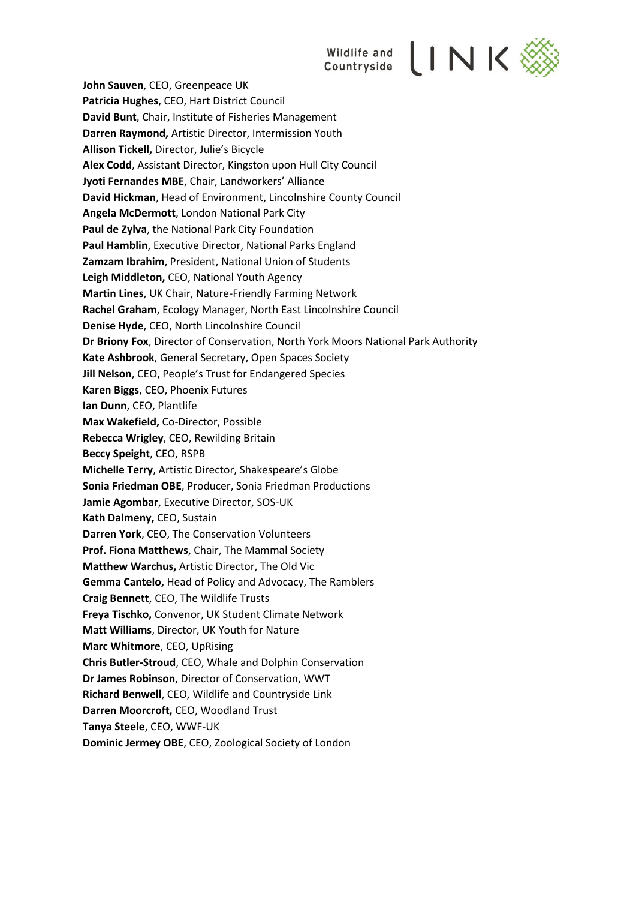**John Sauven**, CEO, Greenpeace UK
**Patricia Hughes**, CEO, Hart District Council
**David Bunt**, Chair, Institute of Fisheries Management
**Darren Raymond,** Artistic Director, Intermission Youth
**Allison Tickell,** Director, Julie's Bicycle
**Alex Codd**, Assistant Director, Kingston upon Hull City Council
**Jyoti Fernandes MBE**, Chair, Landworkers' Alliance
**David Hickman**, Head of Environment, Lincolnshire County Council
**Angela McDermott**, London National Park City
**Paul de Zylva**, the National Park City Foundation
**Paul Hamblin**, Executive Director, National Parks England
**Zamzam Ibrahim**, President, National Union of Students
**Leigh Middleton,** CEO, National Youth Agency
**Martin Lines**, UK Chair, Nature-Friendly Farming Network
**Rachel Graham**, Ecology Manager, North East Lincolnshire Council
**Denise Hyde**, CEO, North Lincolnshire Council
**Dr Briony Fox**, Director of Conservation, North York Moors National Park Authority
**Kate Ashbrook**, General Secretary, Open Spaces Society
**Jill Nelson**, CEO, People's Trust for Endangered Species
**Karen Biggs**, CEO, Phoenix Futures
**Ian Dunn**, CEO, Plantlife
**Max Wakefield,** Co-Director, Possible
**Rebecca Wrigley**, CEO, Rewilding Britain
**Beccy Speight**, CEO, RSPB
**Michelle Terry**, Artistic Director, Shakespeare's Globe
**Sonia Friedman OBE**, Producer, Sonia Friedman Productions
**Jamie Agombar**, Executive Director, SOS-UK
**Kath Dalmeny,** CEO, Sustain
**Darren York**, CEO, The Conservation Volunteers
**Prof. Fiona Matthews**, Chair, The Mammal Society
**Matthew Warchus,** Artistic Director, The Old Vic
**Gemma Cantelo,** Head of Policy and Advocacy, The Ramblers
**Craig Bennett**, CEO, The Wildlife Trusts
**Freya Tischko,** Convenor, UK Student Climate Network
**Matt Williams**, Director, UK Youth for Nature
**Marc Whitmore**, CEO, UpRising
**Chris Butler-Stroud**, CEO, Whale and Dolphin Conservation
**Dr James Robinson**, Director of Conservation, WWT
**Richard Benwell**, CEO, Wildlife and Countryside Link
**Darren Moorcroft,** CEO, Woodland Trust
**Tanya Steele**, CEO, WWF-UK
**Dominic Jermey OBE**, CEO, Zoological Society of London